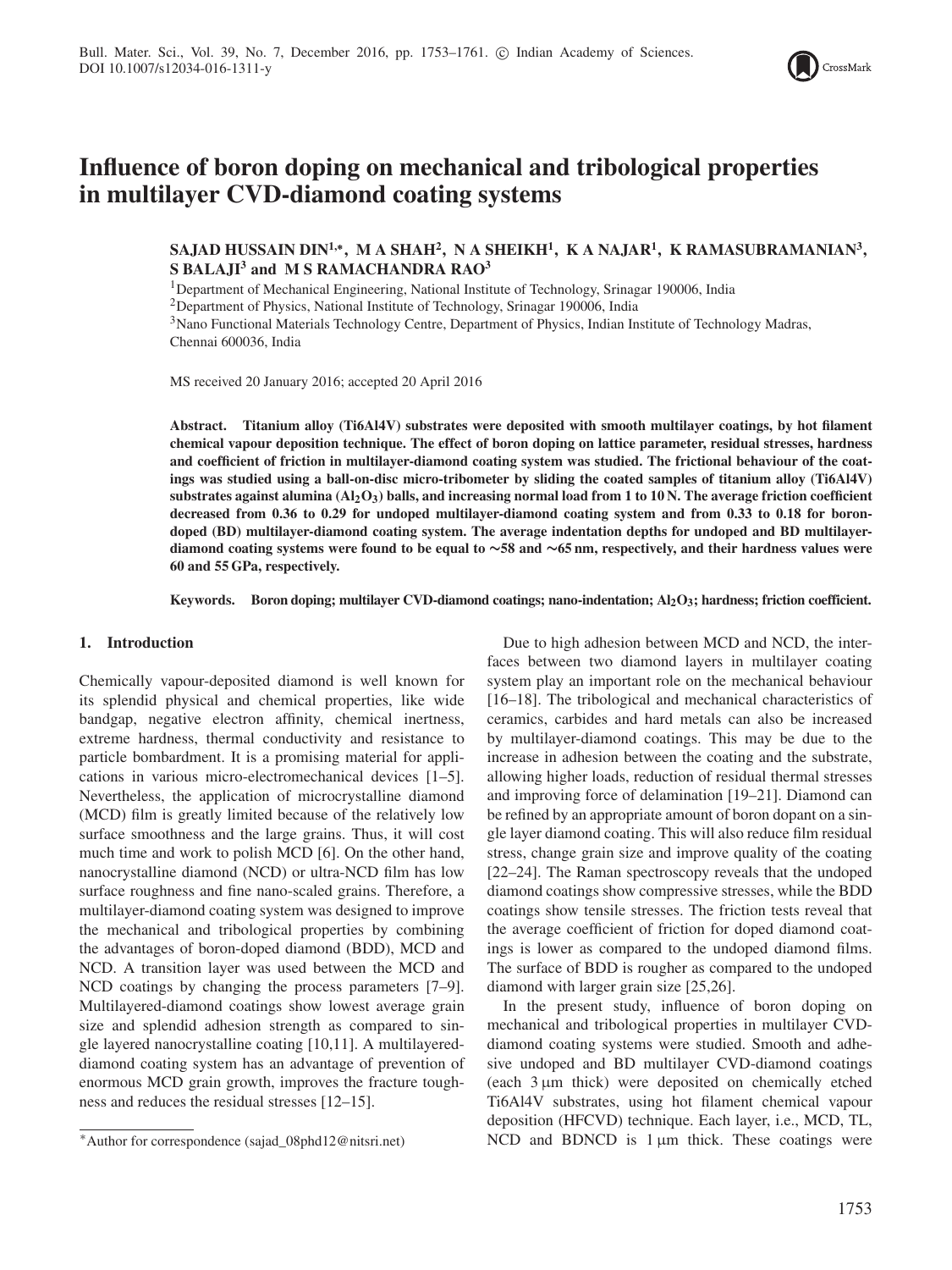# Influence of boron doping on mechanical and tribological properties in multilayer CVD-diamond coating systems

**SAJAD HUSSAIN DIN[1,*], M A SHAH[2], N A SHEIKH[1], K A NAJAR[1], K RAMASUBRAMANIAN[3], S BALAJI[3] and M S RAMACHANDRA RAO[3]**

[1]Department of Mechanical Engineering, National Institute of Technology, Srinagar 190006, India
[2]Department of Physics, National Institute of Technology, Srinagar 190006, India
[3]Nano Functional Materials Technology Centre, Department of Physics, Indian Institute of Technology Madras, Chennai 600036, India

MS received 20 January 2016; accepted 20 April 2016

**Abstract.** **Titanium alloy (Ti6Al4V) substrates were deposited with smooth multilayer coatings, by hot filament chemical vapour deposition technique. The effect of boron doping on lattice parameter, residual stresses, hardness and coefficient of friction in multilayer-diamond coating system was studied. The frictional behaviour of the coatings was studied using a ball-on-disc micro-tribometer by sliding the coated samples of titanium alloy (Ti6Al4V) substrates against alumina ($Al_2O_3$) balls, and increasing normal load from 1 to 10 N. The average friction coefficient decreased from 0.36 to 0.29 for undoped multilayer-diamond coating system and from 0.33 to 0.18 for boron-doped (BD) multilayer-diamond coating system. The average indentation depths for undoped and BD multilayer-diamond coating systems were found to be equal to ∼58 and ∼65 nm, respectively, and their hardness values were 60 and 55 GPa, respectively.**

**Keywords.** **Boron doping; multilayer CVD-diamond coatings; nano-indentation; $Al_2O_3$; hardness; friction coefficient.**

## 1. Introduction

Chemically vapour-deposited diamond is well known for its splendid physical and chemical properties, like wide bandgap, negative electron affinity, chemical inertness, extreme hardness, thermal conductivity and resistance to particle bombardment. It is a promising material for applications in various micro-electromechanical devices [1–5]. Nevertheless, the application of microcrystalline diamond (MCD) film is greatly limited because of the relatively low surface smoothness and the large grains. Thus, it will cost much time and work to polish MCD [6]. On the other hand, nanocrystalline diamond (NCD) or ultra-NCD film has low surface roughness and fine nano-scaled grains. Therefore, a multilayer-diamond coating system was designed to improve the mechanical and tribological properties by combining the advantages of boron-doped diamond (BDD), MCD and NCD. A transition layer was used between the MCD and NCD coatings by changing the process parameters [7–9]. Multilayered-diamond coatings show lowest average grain size and splendid adhesion strength as compared to single layered nanocrystalline coating [10,11]. A multilayered-diamond coating system has an advantage of prevention of enormous MCD grain growth, improves the fracture toughness and reduces the residual stresses [12–15].

Due to high adhesion between MCD and NCD, the interfaces between two diamond layers in multilayer coating system play an important role on the mechanical behaviour [16–18]. The tribological and mechanical characteristics of ceramics, carbides and hard metals can also be increased by multilayer-diamond coatings. This may be due to the increase in adhesion between the coating and the substrate, allowing higher loads, reduction of residual thermal stresses and improving force of delamination [19–21]. Diamond can be refined by an appropriate amount of boron dopant on a single layer diamond coating. This will also reduce film residual stress, change grain size and improve quality of the coating [22–24]. The Raman spectroscopy reveals that the undoped diamond coatings show compressive stresses, while the BDD coatings show tensile stresses. The friction tests reveal that the average coefficient of friction for doped diamond coatings is lower as compared to the undoped diamond films. The surface of BDD is rougher as compared to the undoped diamond with larger grain size [25,26].

In the present study, influence of boron doping on mechanical and tribological properties in multilayer CVD-diamond coating systems were studied. Smooth and adhesive undoped and BD multilayer CVD-diamond coatings (each 3 μm thick) were deposited on chemically etched Ti6Al4V substrates, using hot filament chemical vapour deposition (HFCVD) technique. Each layer, i.e., MCD, TL, NCD and BDNCD is 1 μm thick. These coatings were

*Author for correspondence (sajad_08phd12@nitsri.net)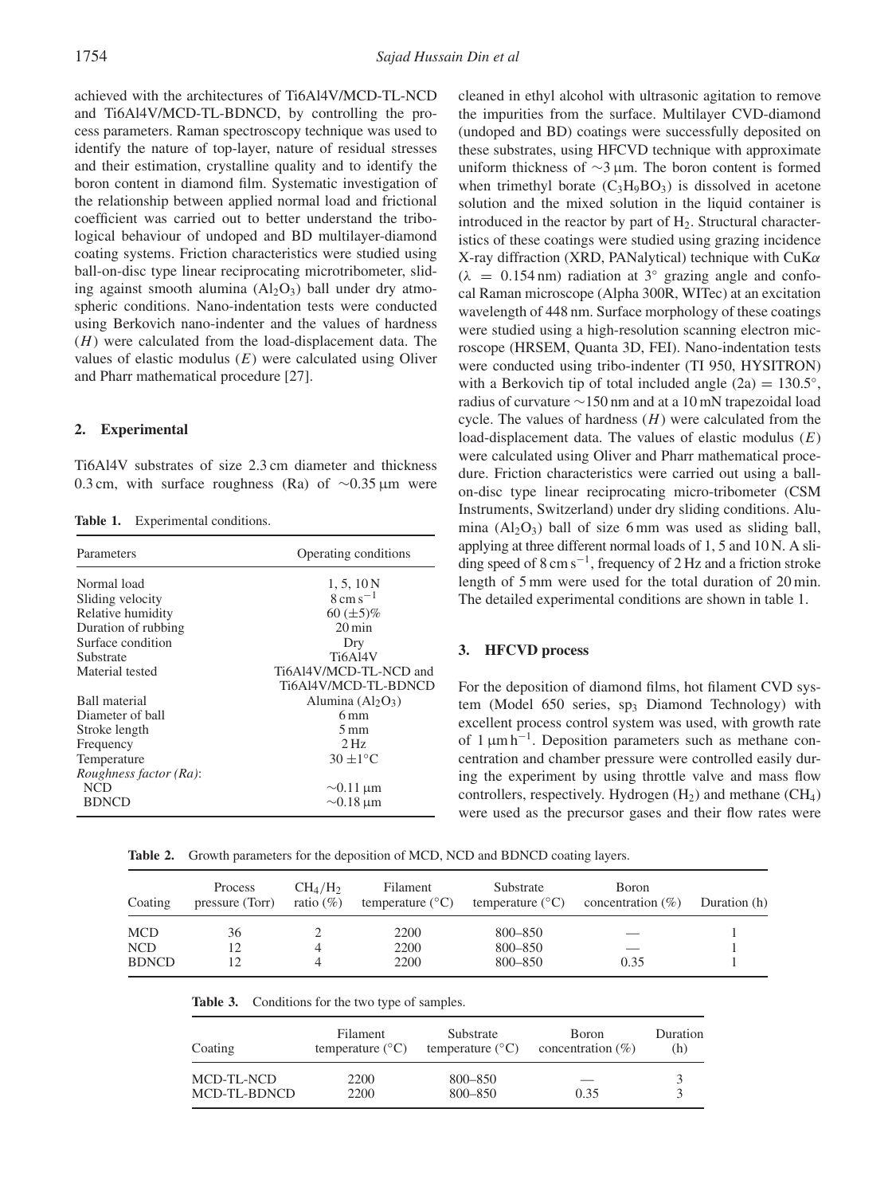achieved with the architectures of Ti6Al4V/MCD-TL-NCD and Ti6Al4V/MCD-TL-BDNCD, by controlling the process parameters. Raman spectroscopy technique was used to identify the nature of top-layer, nature of residual stresses and their estimation, crystalline quality and to identify the boron content in diamond film. Systematic investigation of the relationship between applied normal load and frictional coefficient was carried out to better understand the tribological behaviour of undoped and BD multilayer-diamond coating systems. Friction characteristics were studied using ball-on-disc type linear reciprocating microtribometer, sliding against smooth alumina ($Al_2O_3$) ball under dry atmospheric conditions. Nano-indentation tests were conducted using Berkovich nano-indenter and the values of hardness ($H$) were calculated from the load-displacement data. The values of elastic modulus ($E$) were calculated using Oliver and Pharr mathematical procedure [27].

## 2. Experimental

Ti6Al4V substrates of size 2.3 cm diameter and thickness 0.3 cm, with surface roughness (Ra) of ~0.35 μm were cleaned in ethyl alcohol with ultrasonic agitation to remove the impurities from the surface. Multilayer CVD-diamond (undoped and BD) coatings were successfully deposited on these substrates, using HFCVD technique with approximate uniform thickness of ~3 μm. The boron content is formed when trimethyl borate ($C_3H_9BO_3$) is dissolved in acetone solution and the mixed solution in the liquid container is introduced in the reactor by part of $H_2$. Structural characteristics of these coatings were studied using grazing incidence X-ray diffraction (XRD, PANalytical) technique with CuK$\alpha$ ($\lambda = 0.154$ nm) radiation at 3° grazing angle and confocal Raman microscope (Alpha 300R, WITec) at an excitation wavelength of 448 nm. Surface morphology of these coatings were studied using a high-resolution scanning electron microscope (HRSEM, Quanta 3D, FEI). Nano-indentation tests were conducted using tribo-indenter (TI 950, HYSITRON) with a Berkovich tip of total included angle $(2a) = 130.5°$, radius of curvature ~150 nm and at a 10 mN trapezoidal load cycle. The values of hardness ($H$) were calculated from the load-displacement data. The values of elastic modulus ($E$) were calculated using Oliver and Pharr mathematical procedure. Friction characteristics were carried out using a ball-on-disc type linear reciprocating micro-tribometer (CSM Instruments, Switzerland) under dry sliding conditions. Alumina ($Al_2O_3$) ball of size 6 mm was used as sliding ball, applying at three different normal loads of 1, 5 and 10 N. A sliding speed of 8 cm s$^{-1}$, frequency of 2 Hz and a friction stroke length of 5 mm were used for the total duration of 20 min. The detailed experimental conditions are shown in table 1.

**Table 1.** Experimental conditions.

| Parameters | Operating conditions |
|---|---|
| Normal load | 1, 5, 10 N |
| Sliding velocity | 8 cm s$^{-1}$ |
| Relative humidity | 60 (±5)% |
| Duration of rubbing | 20 min |
| Surface condition | Dry |
| Substrate | Ti6Al4V |
| Material tested | Ti6Al4V/MCD-TL-NCD and Ti6Al4V/MCD-TL-BDNCD |
| Ball material | Alumina ($Al_2O_3$) |
| Diameter of ball | 6 mm |
| Stroke length | 5 mm |
| Frequency | 2 Hz |
| Temperature | 30 ±1°C |
| *Roughness factor (Ra)*: | |
| NCD | ~0.11 μm |
| BDNCD | ~0.18 μm |

## 3. HFCVD process

For the deposition of diamond films, hot filament CVD system (Model 650 series, sp$_3$ Diamond Technology) with excellent process control system was used, with growth rate of 1 μm h$^{-1}$. Deposition parameters such as methane concentration and chamber pressure were controlled easily during the experiment by using throttle valve and mass flow controllers, respectively. Hydrogen ($H_2$) and methane ($CH_4$) were used as the precursor gases and their flow rates were

**Table 2.** Growth parameters for the deposition of MCD, NCD and BDNCD coating layers.

| Coating | Process pressure (Torr) | $CH_4/H_2$ ratio (%) | Filament temperature (°C) | Substrate temperature (°C) | Boron concentration (%) | Duration (h) |
|---|---|---|---|---|---|---|
| MCD | 36 | 2 | 2200 | 800–850 | — | 1 |
| NCD | 12 | 4 | 2200 | 800–850 | — | 1 |
| BDNCD | 12 | 4 | 2200 | 800–850 | 0.35 | 1 |

**Table 3.** Conditions for the two type of samples.

| Coating | Filament temperature (°C) | Substrate temperature (°C) | Boron concentration (%) | Duration (h) |
|---|---|---|---|---|
| MCD-TL-NCD | 2200 | 800–850 | — | 3 |
| MCD-TL-BDNCD | 2200 | 800–850 | 0.35 | 3 |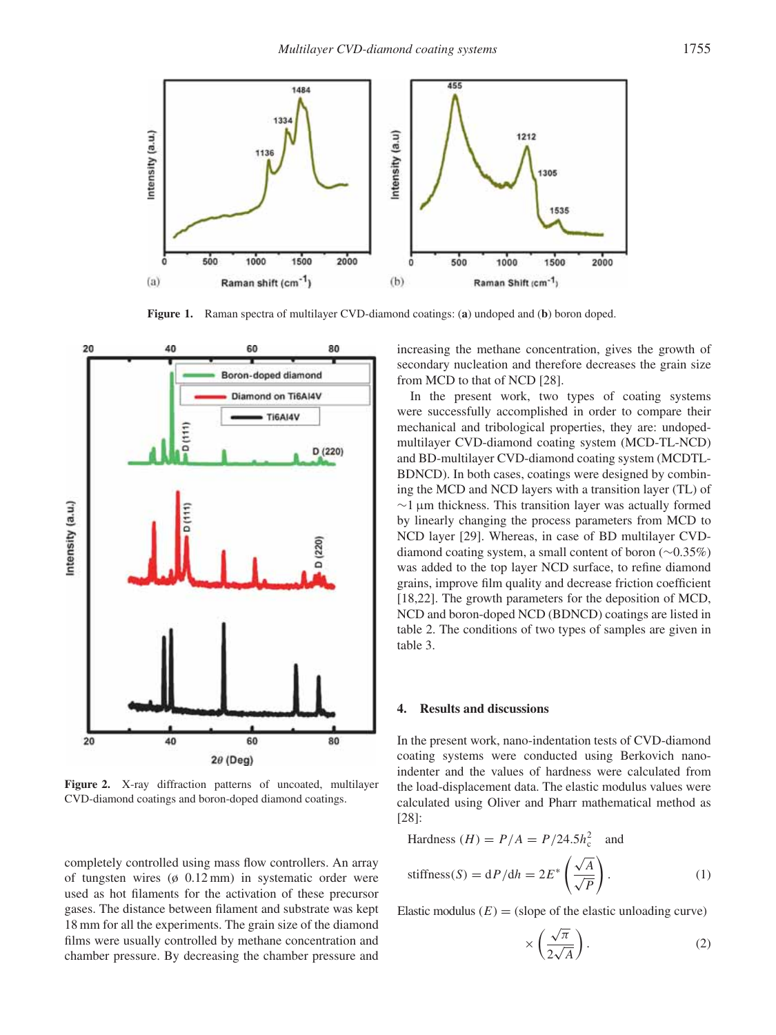Figure 1. Raman spectra of multilayer CVD-diamond coatings: (**a**) undoped and (**b**) boron doped.

Figure 2. X-ray diffraction patterns of uncoated, multilayer CVD-diamond coatings and boron-doped diamond coatings.

completely controlled using mass flow controllers. An array of tungsten wires (ø 0.12 mm) in systematic order were used as hot filaments for the activation of these precursor gases. The distance between filament and substrate was kept 18 mm for all the experiments. The grain size of the diamond films were usually controlled by methane concentration and chamber pressure. By decreasing the chamber pressure and increasing the methane concentration, gives the growth of secondary nucleation and therefore decreases the grain size from MCD to that of NCD [28].

In the present work, two types of coating systems were successfully accomplished in order to compare their mechanical and tribological properties, they are: undoped-multilayer CVD-diamond coating system (MCD-TL-NCD) and BD-multilayer CVD-diamond coating system (MCDTL-BDNCD). In both cases, coatings were designed by combining the MCD and NCD layers with a transition layer (TL) of ~1 μm thickness. This transition layer was actually formed by linearly changing the process parameters from MCD to NCD layer [29]. Whereas, in case of BD multilayer CVD-diamond coating system, a small content of boron (~0.35%) was added to the top layer NCD surface, to refine diamond grains, improve film quality and decrease friction coefficient [18,22]. The growth parameters for the deposition of MCD, NCD and boron-doped NCD (BDNCD) coatings are listed in table 2. The conditions of two types of samples are given in table 3.

## 4. Results and discussions

In the present work, nano-indentation tests of CVD-diamond coating systems were conducted using Berkovich nano-indenter and the values of hardness were calculated from the load-displacement data. The elastic modulus values were calculated using Oliver and Pharr mathematical method as [28]:

$$\text{Hardness } (H) = P/A = P/24.5h_c^2 \quad \text{and}$$

$$\text{stiffness}(S) = \mathrm{d}P/\mathrm{d}h = 2E^* \left( \frac{\sqrt{A}}{\sqrt{P}} \right). \tag{1}$$

$$\text{Elastic modulus } (E) = (\text{slope of the elastic unloading curve}) \times \left( \frac{\sqrt{\pi}}{2\sqrt{A}} \right). \tag{2}$$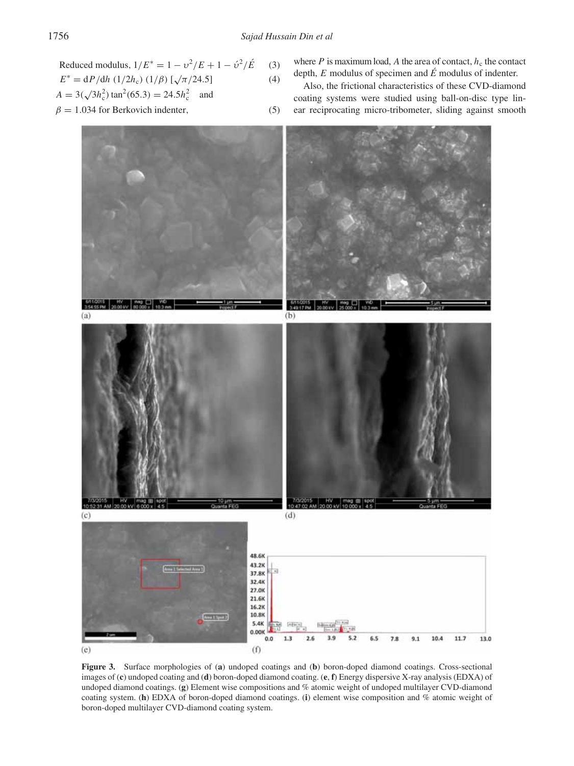$$\text{Reduced modulus, } 1/E^* = 1 - \upsilon^2/E + 1 - \acute{\upsilon}^2/\acute{E} \quad (3)$$

$$E^* = \mathrm{d}P/\mathrm{d}h\ (1/2h_\mathrm{c})\ (1/\beta)\ [\sqrt{\pi}/24.5] \quad (4)$$

$$A = 3(\sqrt{3}h_\mathrm{c}^2)\tan^2(65.3) = 24.5h_\mathrm{c}^2 \quad \text{and}$$

$$\beta = 1.034 \text{ for Berkovich indenter,} \quad (5)$$

where $P$ is maximum load, $A$ the area of contact, $h_\mathrm{c}$ the contact depth, $E$ modulus of specimen and $\acute{E}$ modulus of indenter.

Also, the frictional characteristics of these CVD-diamond coating systems were studied using ball-on-disc type linear reciprocating micro-tribometer, sliding against smooth

**Figure 3.** Surface morphologies of (**a**) undoped coatings and (**b**) boron-doped diamond coatings. Cross-sectional images of (**c**) undoped coating and (**d**) boron-doped diamond coating. (**e**, **f**) Energy dispersive X-ray analysis (EDXA) of undoped diamond coatings. (**g**) Element wise compositions and % atomic weight of undoped multilayer CVD-diamond coating system. (**h**) EDXA of boron-doped diamond coatings. (**i**) element wise composition and % atomic weight of boron-doped multilayer CVD-diamond coating system.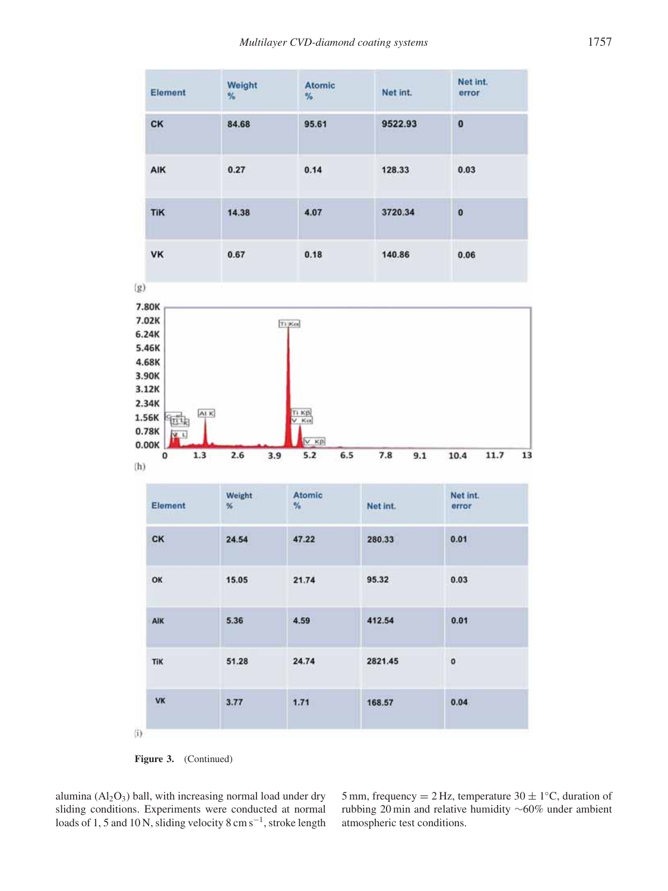| Element | Weight % | Atomic % | Net int. | Net int. error |
|---|---|---|---|---|
| CK | 84.68 | 95.61 | 9522.93 | 0 |
| AlK | 0.27 | 0.14 | 128.33 | 0.03 |
| TiK | 14.38 | 4.07 | 3720.34 | 0 |
| VK | 0.67 | 0.18 | 140.86 | 0.06 |

(g)

(h)

| Element | Weight % | Atomic % | Net int. | Net int. error |
|---|---|---|---|---|
| CK | 24.54 | 47.22 | 280.33 | 0.01 |
| OK | 15.05 | 21.74 | 95.32 | 0.03 |
| AlK | 5.36 | 4.59 | 412.54 | 0.01 |
| TiK | 51.28 | 24.74 | 2821.45 | 0 |
| VK | 3.77 | 1.71 | 168.57 | 0.04 |

(i)

**Figure 3.** (Continued)

alumina ($Al_2O_3$) ball, with increasing normal load under dry sliding conditions. Experiments were conducted at normal loads of 1, 5 and 10 N, sliding velocity 8 cm $s^{-1}$, stroke length 5 mm, frequency = 2 Hz, temperature 30 ± 1°C, duration of rubbing 20 min and relative humidity ~60% under ambient atmospheric test conditions.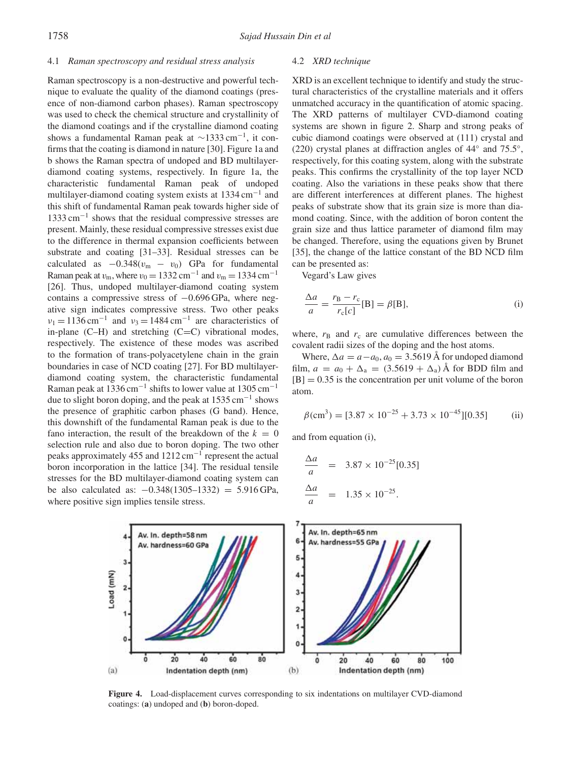### 4.1 *Raman spectroscopy and residual stress analysis*

Raman spectroscopy is a non-destructive and powerful technique to evaluate the quality of the diamond coatings (presence of non-diamond carbon phases). Raman spectroscopy was used to check the chemical structure and crystallinity of the diamond coatings and if the crystalline diamond coating shows a fundamental Raman peak at $\sim$1333 cm$^{-1}$, it confirms that the coating is diamond in nature [30]. Figure 1a and b shows the Raman spectra of undoped and BD multilayer-diamond coating systems, respectively. In figure 1a, the characteristic fundamental Raman peak of undoped multilayer-diamond coating system exists at 1334 cm$^{-1}$ and this shift of fundamental Raman peak towards higher side of 1333 cm$^{-1}$ shows that the residual compressive stresses are present. Mainly, these residual compressive stresses exist due to the difference in thermal expansion coefficients between substrate and coating [31–33]. Residual stresses can be calculated as $-0.348(\upsilon_m - \upsilon_0)$ GPa for fundamental Raman peak at $\upsilon_m$, where $\upsilon_0 = 1332$ cm$^{-1}$ and $\upsilon_m = 1334$ cm$^{-1}$ [26]. Thus, undoped multilayer-diamond coating system contains a compressive stress of $-0.696$ GPa, where negative sign indicates compressive stress. Two other peaks $\nu_1 = 1136$ cm$^{-1}$ and $\nu_3 = 1484$ cm$^{-1}$ are characteristics of in-plane (C–H) and stretching (C=C) vibrational modes, respectively. The existence of these modes was ascribed to the formation of trans-polyacetylene chain in the grain boundaries in case of NCD coating [27]. For BD multilayer-diamond coating system, the characteristic fundamental Raman peak at 1336 cm$^{-1}$ shifts to lower value at 1305 cm$^{-1}$ due to slight boron doping, and the peak at 1535 cm$^{-1}$ shows the presence of graphitic carbon phases (G band). Hence, this downshift of the fundamental Raman peak is due to the fano interaction, the result of the breakdown of the $k = 0$ selection rule and also due to boron doping. The two other peaks approximately 455 and 1212 cm$^{-1}$ represent the actual boron incorporation in the lattice [34]. The residual tensile stresses for the BD multilayer-diamond coating system can be also calculated as: $-0.348(1305–1332) = 5.916$ GPa, where positive sign implies tensile stress.

### 4.2 *XRD technique*

XRD is an excellent technique to identify and study the structural characteristics of the crystalline materials and it offers unmatched accuracy in the quantification of atomic spacing. The XRD patterns of multilayer CVD-diamond coating systems are shown in figure 2. Sharp and strong peaks of cubic diamond coatings were observed at (111) crystal and (220) crystal planes at diffraction angles of 44° and 75.5°, respectively, for this coating system, along with the substrate peaks. This confirms the crystallinity of the top layer NCD coating. Also the variations in these peaks show that there are different interferences at different planes. The highest peaks of substrate show that its grain size is more than diamond coating. Since, with the addition of boron content the grain size and thus lattice parameter of diamond film may be changed. Therefore, using the equations given by Brunet [35], the change of the lattice constant of the BD NCD film can be presented as:

Vegard's Law gives

$$\frac{\Delta a}{a} = \frac{r_B - r_c}{r_c[c]}[B] = \beta[B], \tag{i}$$

where, $r_B$ and $r_c$ are cumulative differences between the covalent radii sizes of the doping and the host atoms.

Where, $\Delta a = a - a_0$, $a_0 = 3.5619$ Å for undoped diamond film, $a = a_0 + \Delta_a = (3.5619 + \Delta_a)$ Å for BDD film and $[B] = 0.35$ is the concentration per unit volume of the boron atom.

$$\beta(\text{cm}^3) = [3.87 \times 10^{-25} + 3.73 \times 10^{-45}][0.35] \tag{ii}$$

and from equation (i),

$$\frac{\Delta a}{a} = 3.87 \times 10^{-25}[0.35]$$

$$\frac{\Delta a}{a} = 1.35 \times 10^{-25}.$$

**Figure 4.** Load-displacement curves corresponding to six indentations on multilayer CVD-diamond coatings: (**a**) undoped and (**b**) boron-doped.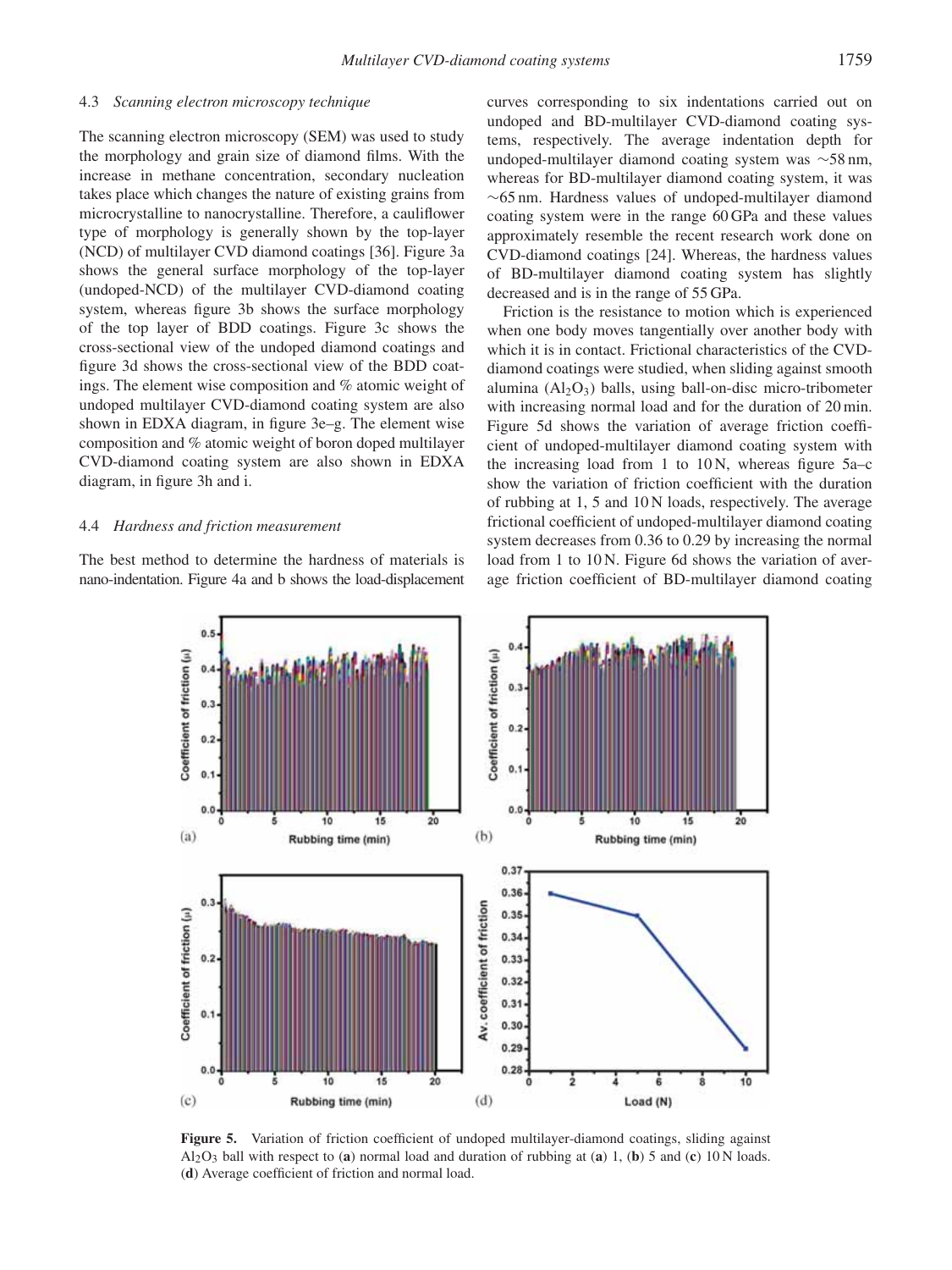### 4.3 *Scanning electron microscopy technique*

The scanning electron microscopy (SEM) was used to study the morphology and grain size of diamond films. With the increase in methane concentration, secondary nucleation takes place which changes the nature of existing grains from microcrystalline to nanocrystalline. Therefore, a cauliflower type of morphology is generally shown by the top-layer (NCD) of multilayer CVD diamond coatings [36]. Figure 3a shows the general surface morphology of the top-layer (undoped-NCD) of the multilayer CVD-diamond coating system, whereas figure 3b shows the surface morphology of the top layer of BDD coatings. Figure 3c shows the cross-sectional view of the undoped diamond coatings and figure 3d shows the cross-sectional view of the BDD coatings. The element wise composition and % atomic weight of undoped multilayer CVD-diamond coating system are also shown in EDXA diagram, in figure 3e–g. The element wise composition and % atomic weight of boron doped multilayer CVD-diamond coating system are also shown in EDXA diagram, in figure 3h and i.

### 4.4 *Hardness and friction measurement*

The best method to determine the hardness of materials is nano-indentation. Figure 4a and b shows the load-displacement curves corresponding to six indentations carried out on undoped and BD-multilayer CVD-diamond coating systems, respectively. The average indentation depth for undoped-multilayer diamond coating system was ~58 nm, whereas for BD-multilayer diamond coating system, it was ~65 nm. Hardness values of undoped-multilayer diamond coating system were in the range 60 GPa and these values approximately resemble the recent research work done on CVD-diamond coatings [24]. Whereas, the hardness values of BD-multilayer diamond coating system has slightly decreased and is in the range of 55 GPa.

Friction is the resistance to motion which is experienced when one body moves tangentially over another body with which it is in contact. Frictional characteristics of the CVD-diamond coatings were studied, when sliding against smooth alumina ($Al_2O_3$) balls, using ball-on-disc micro-tribometer with increasing normal load and for the duration of 20 min. Figure 5d shows the variation of average friction coefficient of undoped-multilayer diamond coating system with the increasing load from 1 to 10 N, whereas figure 5a–c show the variation of friction coefficient with the duration of rubbing at 1, 5 and 10 N loads, respectively. The average frictional coefficient of undoped-multilayer diamond coating system decreases from 0.36 to 0.29 by increasing the normal load from 1 to 10 N. Figure 6d shows the variation of average friction coefficient of BD-multilayer diamond coating

**Figure 5.** Variation of friction coefficient of undoped multilayer-diamond coatings, sliding against $Al_2O_3$ ball with respect to (**a**) normal load and duration of rubbing at (**a**) 1, (**b**) 5 and (**c**) 10 N loads. (**d**) Average coefficient of friction and normal load.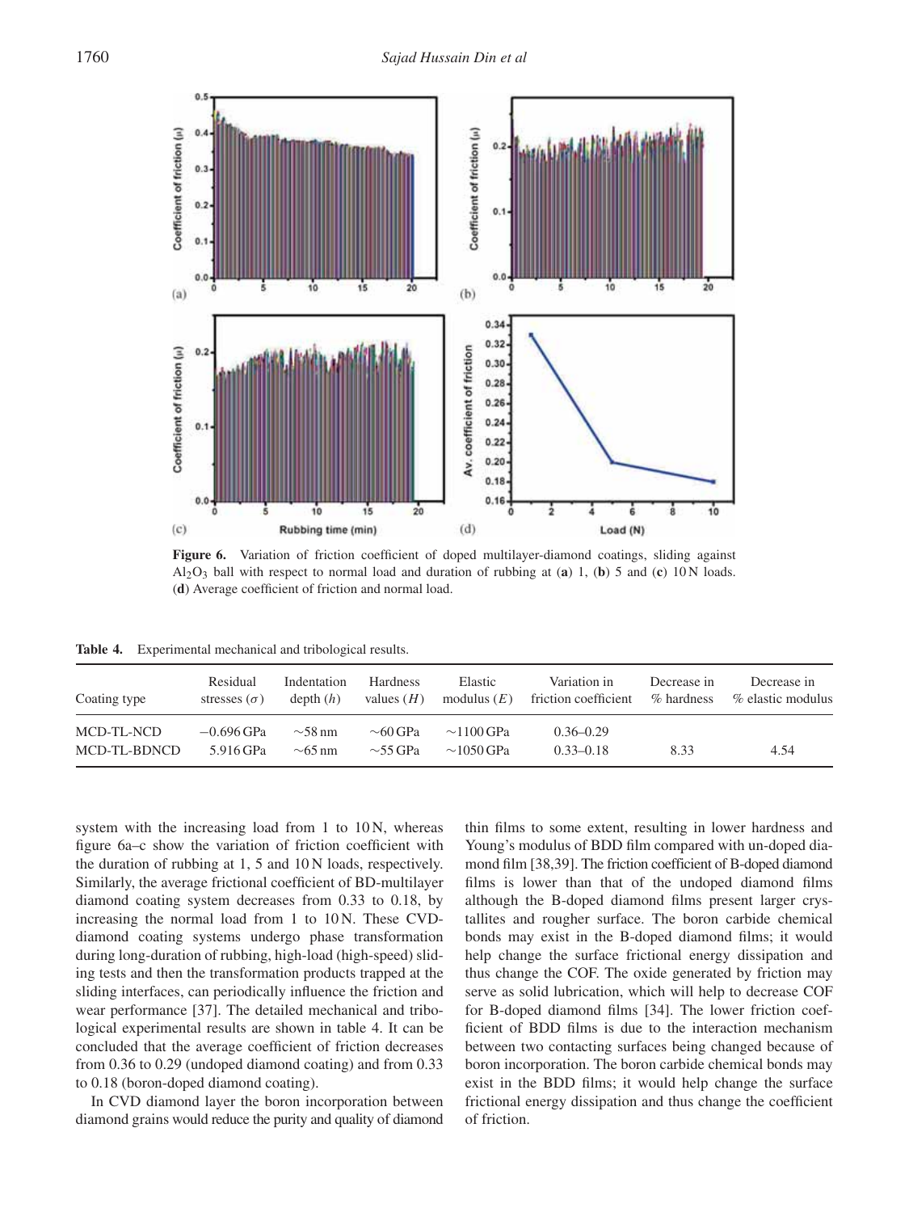**Figure 6.** Variation of friction coefficient of doped multilayer-diamond coatings, sliding against $Al_2O_3$ ball with respect to normal load and duration of rubbing at (**a**) 1, (**b**) 5 and (**c**) 10 N loads. (**d**) Average coefficient of friction and normal load.

**Table 4.** Experimental mechanical and tribological results.

| Coating type | Residual stresses ($\sigma$) | Indentation depth ($h$) | Hardness values ($H$) | Elastic modulus ($E$) | Variation in friction coefficient | Decrease in % hardness | Decrease in % elastic modulus |
|---|---|---|---|---|---|---|---|
| MCD-TL-NCD | −0.696 GPa | ~58 nm | ~60 GPa | ~1100 GPa | 0.36–0.29 | | |
| MCD-TL-BDNCD | 5.916 GPa | ~65 nm | ~55 GPa | ~1050 GPa | 0.33–0.18 | 8.33 | 4.54 |

system with the increasing load from 1 to 10 N, whereas figure 6a–c show the variation of friction coefficient with the duration of rubbing at 1, 5 and 10 N loads, respectively. Similarly, the average frictional coefficient of BD-multilayer diamond coating system decreases from 0.33 to 0.18, by increasing the normal load from 1 to 10 N. These CVD-diamond coating systems undergo phase transformation during long-duration of rubbing, high-load (high-speed) sliding tests and then the transformation products trapped at the sliding interfaces, can periodically influence the friction and wear performance [37]. The detailed mechanical and tribological experimental results are shown in table 4. It can be concluded that the average coefficient of friction decreases from 0.36 to 0.29 (undoped diamond coating) and from 0.33 to 0.18 (boron-doped diamond coating).

In CVD diamond layer the boron incorporation between diamond grains would reduce the purity and quality of diamond thin films to some extent, resulting in lower hardness and Young's modulus of BDD film compared with un-doped diamond film [38,39]. The friction coefficient of B-doped diamond films is lower than that of the undoped diamond films although the B-doped diamond films present larger crystallites and rougher surface. The boron carbide chemical bonds may exist in the B-doped diamond films; it would help change the surface frictional energy dissipation and thus change the COF. The oxide generated by friction may serve as solid lubrication, which will help to decrease COF for B-doped diamond films [34]. The lower friction coefficient of BDD films is due to the interaction mechanism between two contacting surfaces being changed because of boron incorporation. The boron carbide chemical bonds may exist in the BDD films; it would help change the surface frictional energy dissipation and thus change the coefficient of friction.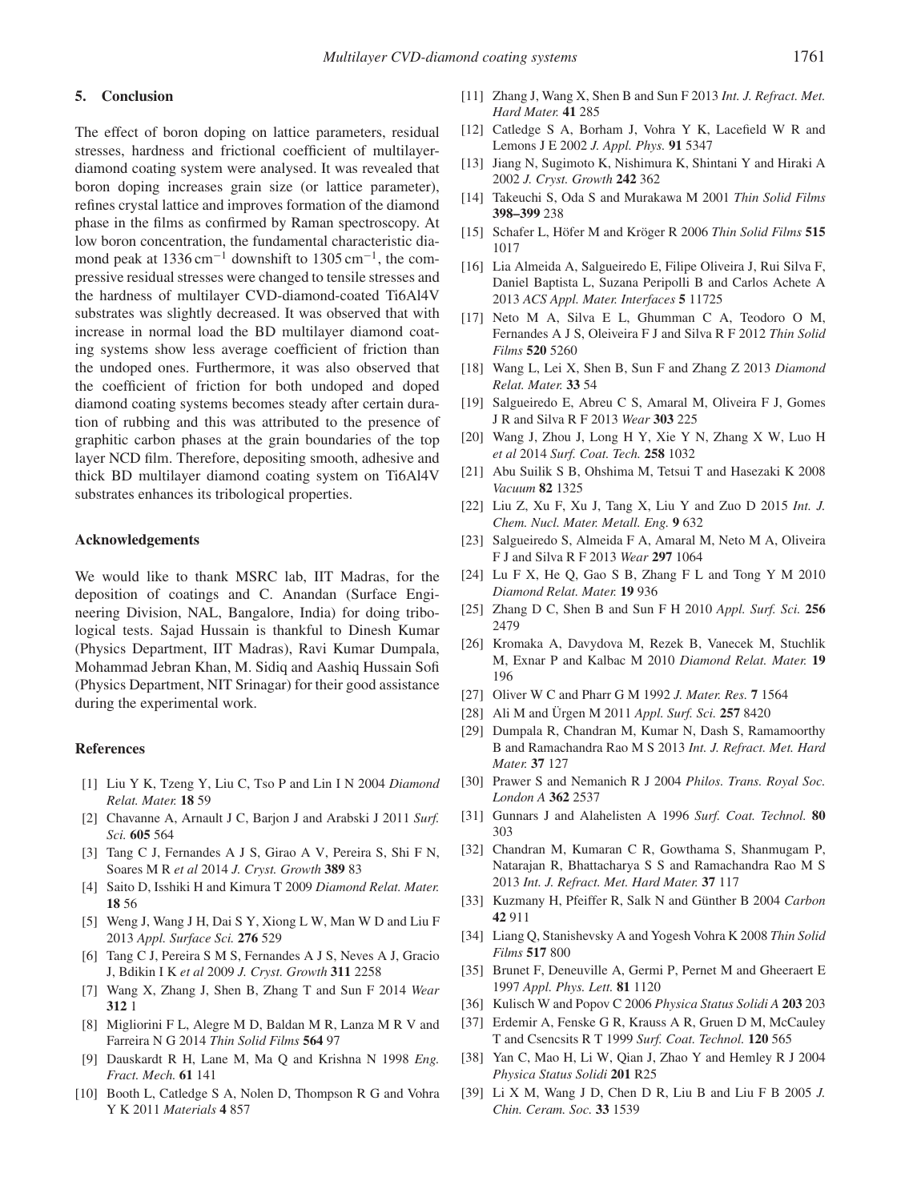## 5. Conclusion

The effect of boron doping on lattice parameters, residual stresses, hardness and frictional coefficient of multilayer-diamond coating system were analysed. It was revealed that boron doping increases grain size (or lattice parameter), refines crystal lattice and improves formation of the diamond phase in the films as confirmed by Raman spectroscopy. At low boron concentration, the fundamental characteristic diamond peak at $1336\,\mathrm{cm}^{-1}$ downshift to $1305\,\mathrm{cm}^{-1}$, the compressive residual stresses were changed to tensile stresses and the hardness of multilayer CVD-diamond-coated Ti6Al4V substrates was slightly decreased. It was observed that with increase in normal load the BD multilayer diamond coating systems show less average coefficient of friction than the undoped ones. Furthermore, it was also observed that the coefficient of friction for both undoped and doped diamond coating systems becomes steady after certain duration of rubbing and this was attributed to the presence of graphitic carbon phases at the grain boundaries of the top layer NCD film. Therefore, depositing smooth, adhesive and thick BD multilayer diamond coating system on Ti6Al4V substrates enhances its tribological properties.

## Acknowledgements

We would like to thank MSRC lab, IIT Madras, for the deposition of coatings and C. Anandan (Surface Engineering Division, NAL, Bangalore, India) for doing tribological tests. Sajad Hussain is thankful to Dinesh Kumar (Physics Department, IIT Madras), Ravi Kumar Dumpala, Mohammad Jebran Khan, M. Sidiq and Aashiq Hussain Sofi (Physics Department, NIT Srinagar) for their good assistance during the experimental work.

## References

[1] Liu Y K, Tzeng Y, Liu C, Tso P and Lin I N 2004 *Diamond Relat. Mater.* **18** 59

[2] Chavanne A, Arnault J C, Barjon J and Arabski J 2011 *Surf. Sci.* **605** 564

[3] Tang C J, Fernandes A J S, Girao A V, Pereira S, Shi F N, Soares M R *et al* 2014 *J. Cryst. Growth* **389** 83

[4] Saito D, Isshiki H and Kimura T 2009 *Diamond Relat. Mater.* **18** 56

[5] Weng J, Wang J H, Dai S Y, Xiong L W, Man W D and Liu F 2013 *Appl. Surface Sci.* **276** 529

[6] Tang C J, Pereira S M S, Fernandes A J S, Neves A J, Gracio J, Bdikin I K *et al* 2009 *J. Cryst. Growth* **311** 2258

[7] Wang X, Zhang J, Shen B, Zhang T and Sun F 2014 *Wear* **312** 1

[8] Migliorini F L, Alegre M D, Baldan M R, Lanza M R V and Farreira N G 2014 *Thin Solid Films* **564** 97

[9] Dauskardt R H, Lane M, Ma Q and Krishna N 1998 *Eng. Fract. Mech.* **61** 141

[10] Booth L, Catledge S A, Nolen D, Thompson R G and Vohra Y K 2011 *Materials* **4** 857

[11] Zhang J, Wang X, Shen B and Sun F 2013 *Int. J. Refract. Met. Hard Mater.* **41** 285

[12] Catledge S A, Borham J, Vohra Y K, Lacefield W R and Lemons J E 2002 *J. Appl. Phys.* **91** 5347

[13] Jiang N, Sugimoto K, Nishimura K, Shintani Y and Hiraki A 2002 *J. Cryst. Growth* **242** 362

[14] Takeuchi S, Oda S and Murakawa M 2001 *Thin Solid Films* **398–399** 238

[15] Schafer L, Höfer M and Kröger R 2006 *Thin Solid Films* **515** 1017

[16] Lia Almeida A, Salgueiredo E, Filipe Oliveira J, Rui Silva F, Daniel Baptista L, Suzana Peripolli B and Carlos Achete A 2013 *ACS Appl. Mater. Interfaces* **5** 11725

[17] Neto M A, Silva E L, Ghumman C A, Teodoro O M, Fernandes A J S, Oleiveira F J and Silva R F 2012 *Thin Solid Films* **520** 5260

[18] Wang L, Lei X, Shen B, Sun F and Zhang Z 2013 *Diamond Relat. Mater.* **33** 54

[19] Salgueiredo E, Abreu C S, Amaral M, Oliveira F J, Gomes J R and Silva R F 2013 *Wear* **303** 225

[20] Wang J, Zhou J, Long H Y, Xie Y N, Zhang X W, Luo H *et al* 2014 *Surf. Coat. Tech.* **258** 1032

[21] Abu Suilik S B, Ohshima M, Tetsui T and Hasezaki K 2008 *Vacuum* **82** 1325

[22] Liu Z, Xu F, Xu J, Tang X, Liu Y and Zuo D 2015 *Int. J. Chem. Nucl. Mater. Metall. Eng.* **9** 632

[23] Salgueiredo S, Almeida F A, Amaral M, Neto M A, Oliveira F J and Silva R F 2013 *Wear* **297** 1064

[24] Lu F X, He Q, Gao S B, Zhang F L and Tong Y M 2010 *Diamond Relat. Mater.* **19** 936

[25] Zhang D C, Shen B and Sun F H 2010 *Appl. Surf. Sci.* **256** 2479

[26] Kromaka A, Davydova M, Rezek B, Vanecek M, Stuchlik M, Exnar P and Kalbac M 2010 *Diamond Relat. Mater.* **19** 196

[27] Oliver W C and Pharr G M 1992 *J. Mater. Res.* **7** 1564

[28] Ali M and Ürgen M 2011 *Appl. Surf. Sci.* **257** 8420

[29] Dumpala R, Chandran M, Kumar N, Dash S, Ramamoorthy B and Ramachandra Rao M S 2013 *Int. J. Refract. Met. Hard Mater.* **37** 127

[30] Prawer S and Nemanich R J 2004 *Philos. Trans. Royal Soc. London A* **362** 2537

[31] Gunnars J and Alahelisten A 1996 *Surf. Coat. Technol.* **80** 303

[32] Chandran M, Kumaran C R, Gowthama S, Shanmugam P, Natarajan R, Bhattacharya S S and Ramachandra Rao M S 2013 *Int. J. Refract. Met. Hard Mater.* **37** 117

[33] Kuzmany H, Pfeiffer R, Salk N and Günther B 2004 *Carbon* **42** 911

[34] Liang Q, Stanishevsky A and Yogesh Vohra K 2008 *Thin Solid Films* **517** 800

[35] Brunet F, Deneuville A, Germi P, Pernet M and Gheeraert E 1997 *Appl. Phys. Lett.* **81** 1120

[36] Kulisch W and Popov C 2006 *Physica Status Solidi A* **203** 203

[37] Erdemir A, Fenske G R, Krauss A R, Gruen D M, McCauley T and Csencsits R T 1999 *Surf. Coat. Technol.* **120** 565

[38] Yan C, Mao H, Li W, Qian J, Zhao Y and Hemley R J 2004 *Physica Status Solidi* **201** R25

[39] Li X M, Wang J D, Chen D R, Liu B and Liu F B 2005 *J. Chin. Ceram. Soc.* **33** 1539